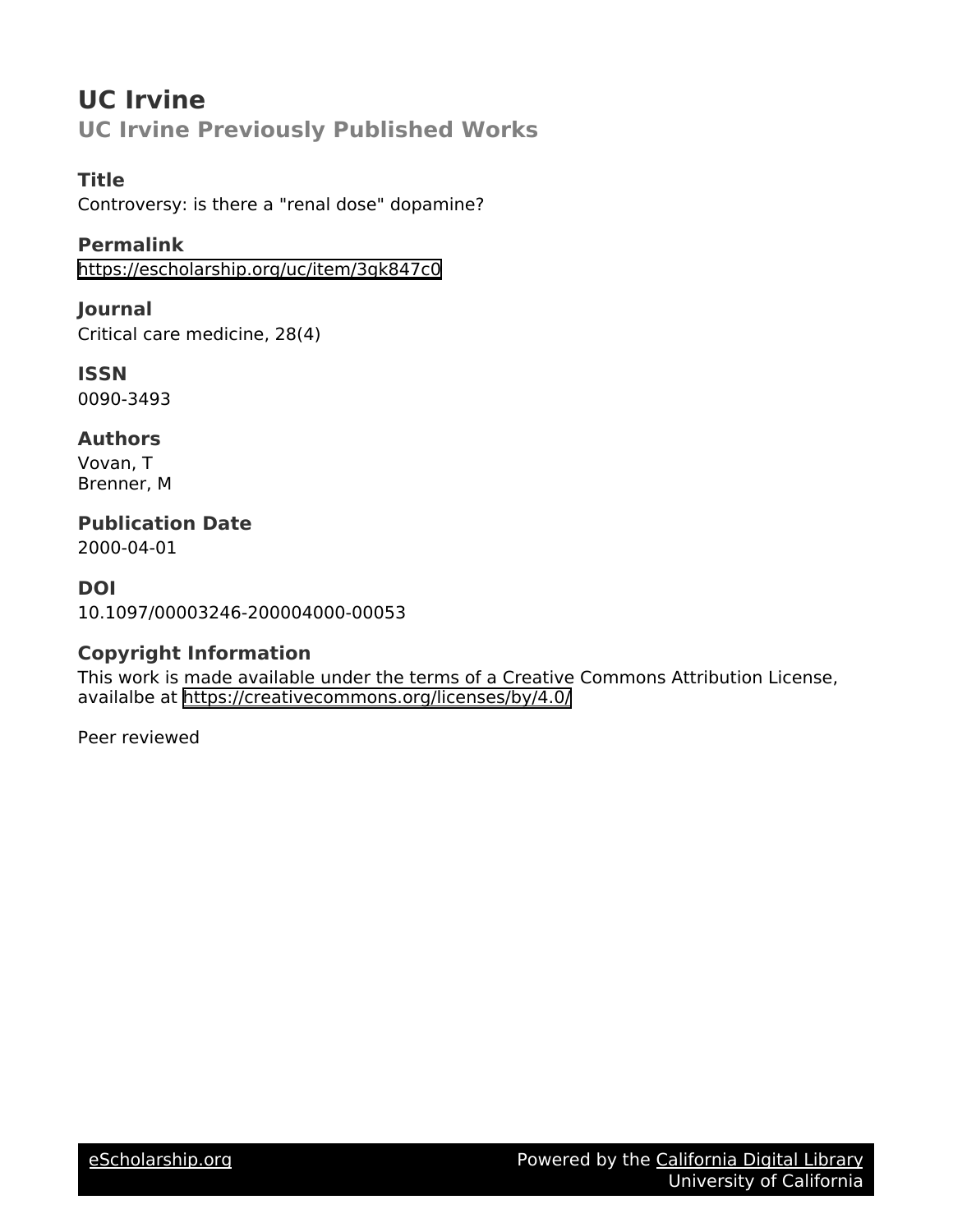# UC Irvine

## UC Irvine Previously Published Works

### Title

Controversy: is there a "renal dose" dopamine?

### Permalink

https://escholarship.org/uc/item/3gk847c0

### Journal

Critical care medicine, 28(4)

### ISSN

0090-3493

### Authors

Vovan, T

Brenner, M

### Publication Date

2000-04-01

### DOI

10.1097/00003246-200004000-00053

### Copyright Information

This work is made available under the terms of a Creative Commons Attribution License, availalbe at https://creativecommons.org/licenses/by/4.0/

Peer reviewed

eScholarship.org Powered by the California Digital Library University of California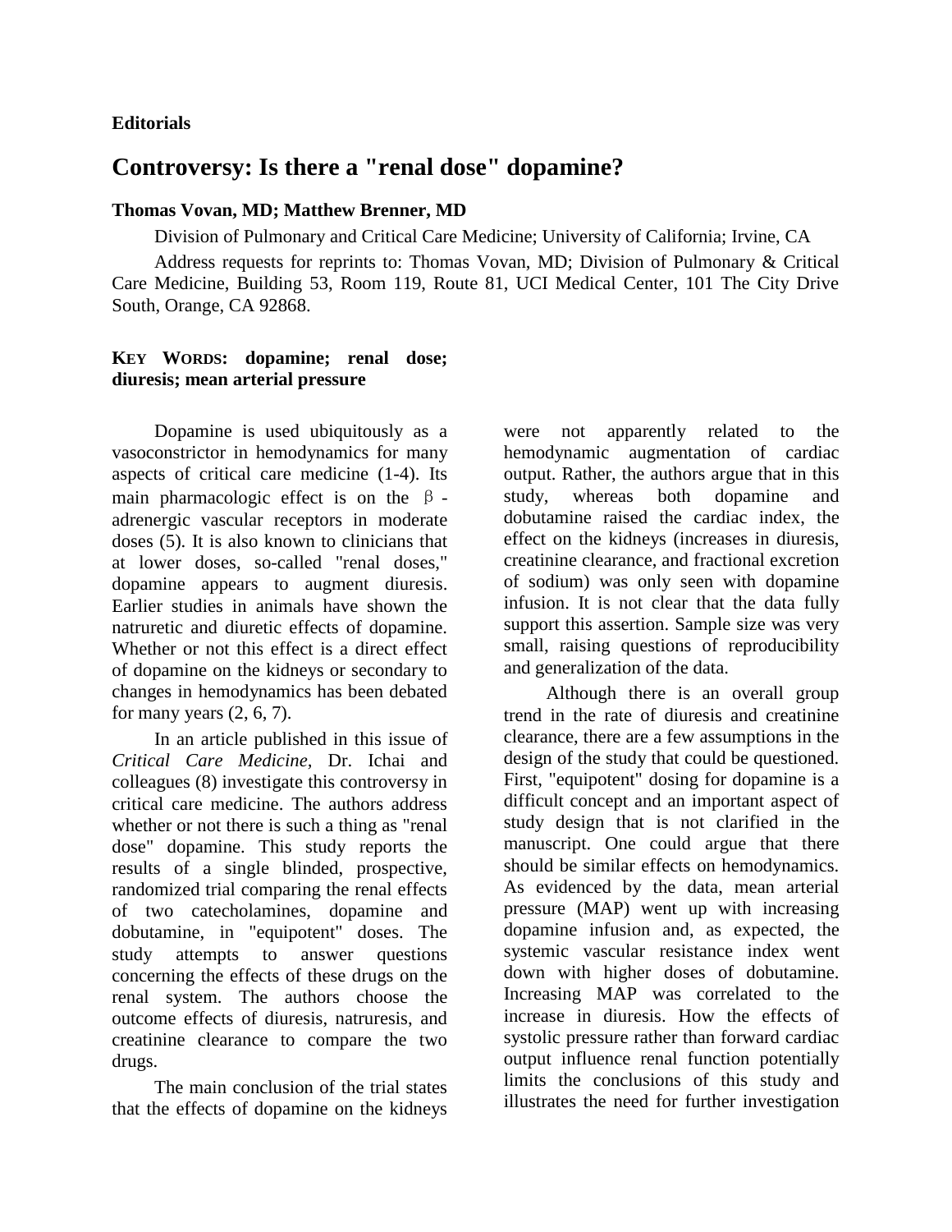**Editorials**

# Controversy: Is there a "renal dose" dopamine?

**Thomas Vovan, MD; Matthew Brenner, MD**

Division of Pulmonary and Critical Care Medicine; University of California; Irvine, CA

Address requests for reprints to: Thomas Vovan, MD; Division of Pulmonary & Critical Care Medicine, Building 53, Room 119, Route 81, UCI Medical Center, 101 The City Drive South, Orange, CA 92868.

**KEY WORDS: dopamine; renal dose; diuresis; mean arterial pressure**

Dopamine is used ubiquitously as a vasoconstrictor in hemodynamics for many aspects of critical care medicine (1-4). Its main pharmacologic effect is on the β-adrenergic vascular receptors in moderate doses (5). It is also known to clinicians that at lower doses, so-called "renal doses," dopamine appears to augment diuresis. Earlier studies in animals have shown the natruretic and diuretic effects of dopamine. Whether or not this effect is a direct effect of dopamine on the kidneys or secondary to changes in hemodynamics has been debated for many years (2, 6, 7).

In an article published in this issue of *Critical Care Medicine*, Dr. Ichai and colleagues (8) investigate this controversy in critical care medicine. The authors address whether or not there is such a thing as "renal dose" dopamine. This study reports the results of a single blinded, prospective, randomized trial comparing the renal effects of two catecholamines, dopamine and dobutamine, in "equipotent" doses. The study attempts to answer questions concerning the effects of these drugs on the renal system. The authors choose the outcome effects of diuresis, natruresis, and creatinine clearance to compare the two drugs.

The main conclusion of the trial states that the effects of dopamine on the kidneys were not apparently related to the hemodynamic augmentation of cardiac output. Rather, the authors argue that in this study, whereas both dopamine and dobutamine raised the cardiac index, the effect on the kidneys (increases in diuresis, creatinine clearance, and fractional excretion of sodium) was only seen with dopamine infusion. It is not clear that the data fully support this assertion. Sample size was very small, raising questions of reproducibility and generalization of the data.

Although there is an overall group trend in the rate of diuresis and creatinine clearance, there are a few assumptions in the design of the study that could be questioned. First, "equipotent" dosing for dopamine is a difficult concept and an important aspect of study design that is not clarified in the manuscript. One could argue that there should be similar effects on hemodynamics. As evidenced by the data, mean arterial pressure (MAP) went up with increasing dopamine infusion and, as expected, the systemic vascular resistance index went down with higher doses of dobutamine. Increasing MAP was correlated to the increase in diuresis. How the effects of systolic pressure rather than forward cardiac output influence renal function potentially limits the conclusions of this study and illustrates the need for further investigation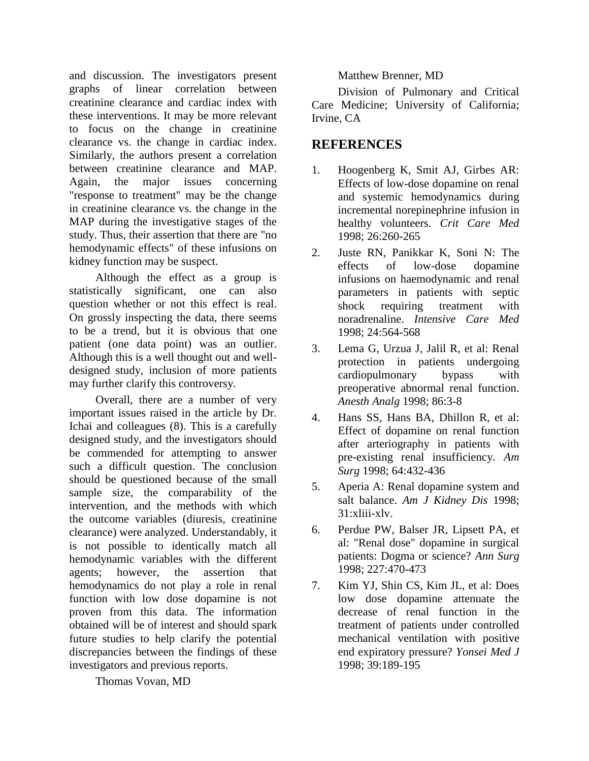and discussion. The investigators present graphs of linear correlation between creatinine clearance and cardiac index with these interventions. It may be more relevant to focus on the change in creatinine clearance vs. the change in cardiac index. Similarly, the authors present a correlation between creatinine clearance and MAP. Again, the major issues concerning "response to treatment" may be the change in creatinine clearance vs. the change in the MAP during the investigative stages of the study. Thus, their assertion that there are "no hemodynamic effects" of these infusions on kidney function may be suspect.

Although the effect as a group is statistically significant, one can also question whether or not this effect is real. On grossly inspecting the data, there seems to be a trend, but it is obvious that one patient (one data point) was an outlier. Although this is a well thought out and well-designed study, inclusion of more patients may further clarify this controversy.

Overall, there are a number of very important issues raised in the article by Dr. Ichai and colleagues (8). This is a carefully designed study, and the investigators should be commended for attempting to answer such a difficult question. The conclusion should be questioned because of the small sample size, the comparability of the intervention, and the methods with which the outcome variables (diuresis, creatinine clearance) were analyzed. Understandably, it is not possible to identically match all hemodynamic variables with the different agents; however, the assertion that hemodynamics do not play a role in renal function with low dose dopamine is not proven from this data. The information obtained will be of interest and should spark future studies to help clarify the potential discrepancies between the findings of these investigators and previous reports.

Thomas Vovan, MD

Matthew Brenner, MD

Division of Pulmonary and Critical Care Medicine; University of California; Irvine, CA

## REFERENCES

1. Hoogenberg K, Smit AJ, Girbes AR: Effects of low-dose dopamine on renal and systemic hemodynamics during incremental norepinephrine infusion in healthy volunteers. *Crit Care Med* 1998; 26:260-265
2. Juste RN, Panikkar K, Soni N: The effects of low-dose dopamine infusions on haemodynamic and renal parameters in patients with septic shock requiring treatment with noradrenaline. *Intensive Care Med* 1998; 24:564-568
3. Lema G, Urzua J, Jalil R, et al: Renal protection in patients undergoing cardiopulmonary bypass with preoperative abnormal renal function. *Anesth Analg* 1998; 86:3-8
4. Hans SS, Hans BA, Dhillon R, et al: Effect of dopamine on renal function after arteriography in patients with pre-existing renal insufficiency. *Am Surg* 1998; 64:432-436
5. Aperia A: Renal dopamine system and salt balance. *Am J Kidney Dis* 1998; 31:xliii-xlv.
6. Perdue PW, Balser JR, Lipsett PA, et al: "Renal dose" dopamine in surgical patients: Dogma or science? *Ann Surg* 1998; 227:470-473
7. Kim YJ, Shin CS, Kim JL, et al: Does low dose dopamine attenuate the decrease of renal function in the treatment of patients under controlled mechanical ventilation with positive end expiratory pressure? *Yonsei Med J* 1998; 39:189-195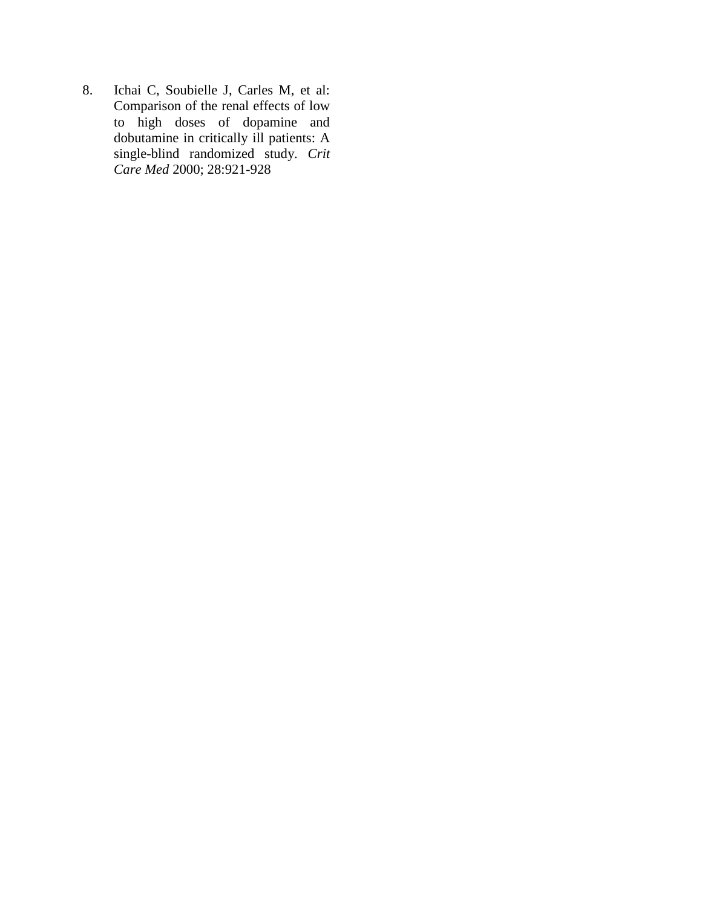8. Ichai C, Soubielle J, Carles M, et al: Comparison of the renal effects of low to high doses of dopamine and dobutamine in critically ill patients: A single-blind randomized study. *Crit Care Med* 2000; 28:921-928